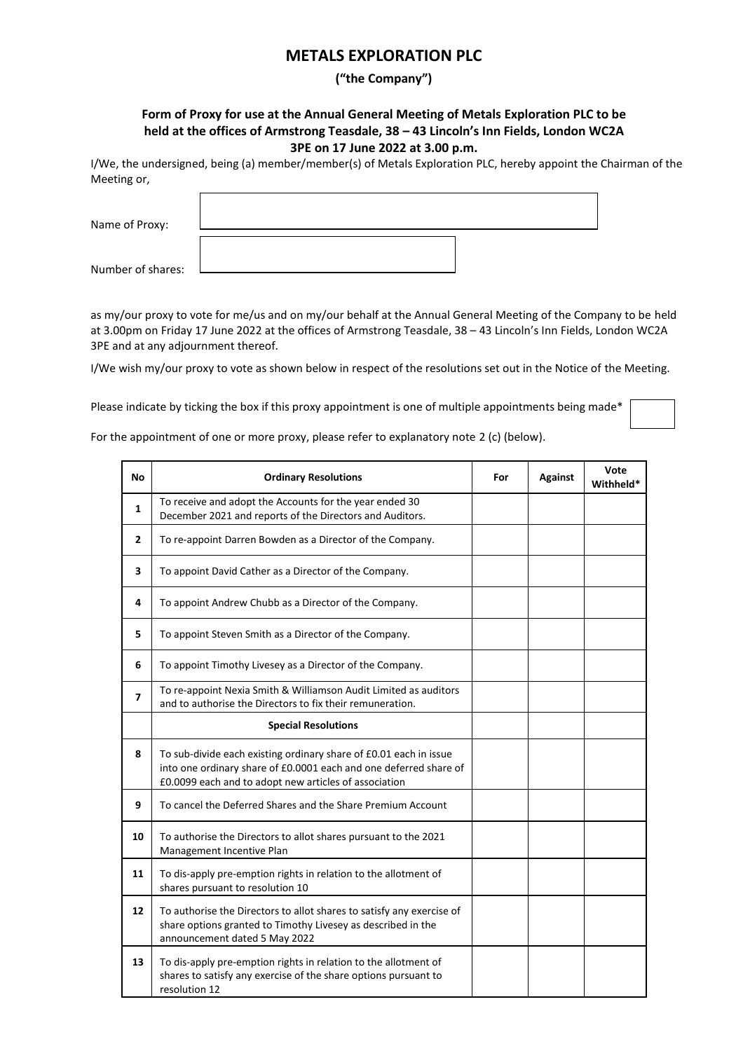# METALS EXPLORATION PLC

**("the Company")**

**Form of Proxy for use at the Annual General Meeting of Metals Exploration PLC to be held at the offices of Armstrong Teasdale, 38 – 43 Lincoln's Inn Fields, London WC2A 3PE on 17 June 2022 at 3.00 p.m.**

I/We, the undersigned, being (a) member/member(s) of Metals Exploration PLC, hereby appoint the Chairman of the Meeting or,

Name of Proxy: ______________________

Number of shares: ______________________

as my/our proxy to vote for me/us and on my/our behalf at the Annual General Meeting of the Company to be held at 3.00pm on Friday 17 June 2022 at the offices of Armstrong Teasdale, 38 – 43 Lincoln's Inn Fields, London WC2A 3PE and at any adjournment thereof.

I/We wish my/our proxy to vote as shown below in respect of the resolutions set out in the Notice of the Meeting.

Please indicate by ticking the box if this proxy appointment is one of multiple appointments being made* ☐

For the appointment of one or more proxy, please refer to explanatory note 2 (c) (below).

| No | Ordinary Resolutions | For | Against | Vote Withheld* |
|---|---|---|---|---|
| 1 | To receive and adopt the Accounts for the year ended 30 December 2021 and reports of the Directors and Auditors. | | | |
| 2 | To re-appoint Darren Bowden as a Director of the Company. | | | |
| 3 | To appoint David Cather as a Director of the Company. | | | |
| 4 | To appoint Andrew Chubb as a Director of the Company. | | | |
| 5 | To appoint Steven Smith as a Director of the Company. | | | |
| 6 | To appoint Timothy Livesey as a Director of the Company. | | | |
| 7 | To re-appoint Nexia Smith & Williamson Audit Limited as auditors and to authorise the Directors to fix their remuneration. | | | |
| | **Special Resolutions** | | | |
| 8 | To sub-divide each existing ordinary share of £0.01 each in issue into one ordinary share of £0.0001 each and one deferred share of £0.0099 each and to adopt new articles of association | | | |
| 9 | To cancel the Deferred Shares and the Share Premium Account | | | |
| 10 | To authorise the Directors to allot shares pursuant to the 2021 Management Incentive Plan | | | |
| 11 | To dis-apply pre-emption rights in relation to the allotment of shares pursuant to resolution 10 | | | |
| 12 | To authorise the Directors to allot shares to satisfy any exercise of share options granted to Timothy Livesey as described in the announcement dated 5 May 2022 | | | |
| 13 | To dis-apply pre-emption rights in relation to the allotment of shares to satisfy any exercise of the share options pursuant to resolution 12 | | | |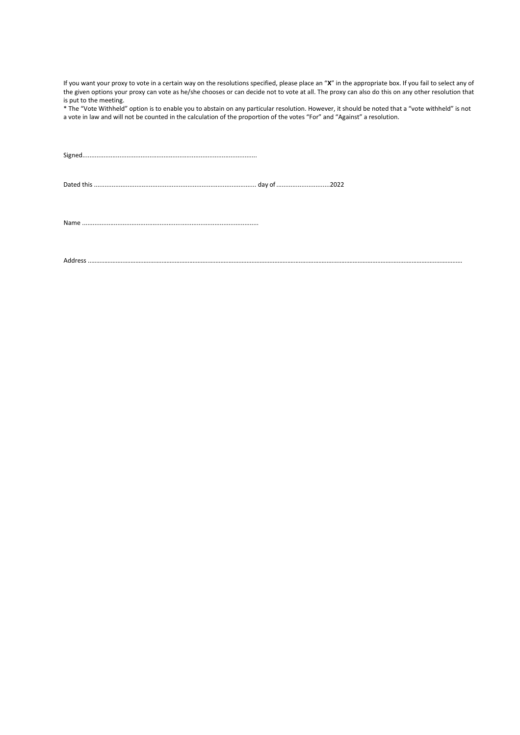If you want your proxy to vote in a certain way on the resolutions specified, please place an "**X**" in the appropriate box. If you fail to select any of the given options your proxy can vote as he/she chooses or can decide not to vote at all. The proxy can also do this on any other resolution that is put to the meeting.

* The "Vote Withheld" option is to enable you to abstain on any particular resolution. However, it should be noted that a "vote withheld" is not a vote in law and will not be counted in the calculation of the proportion of the votes "For" and "Against" a resolution.

Signed...................................................................................................

Dated this ........................................................................................... day of ..............................2022

Name ...................................................................................................

Address ..............................................................................................................................................................................................................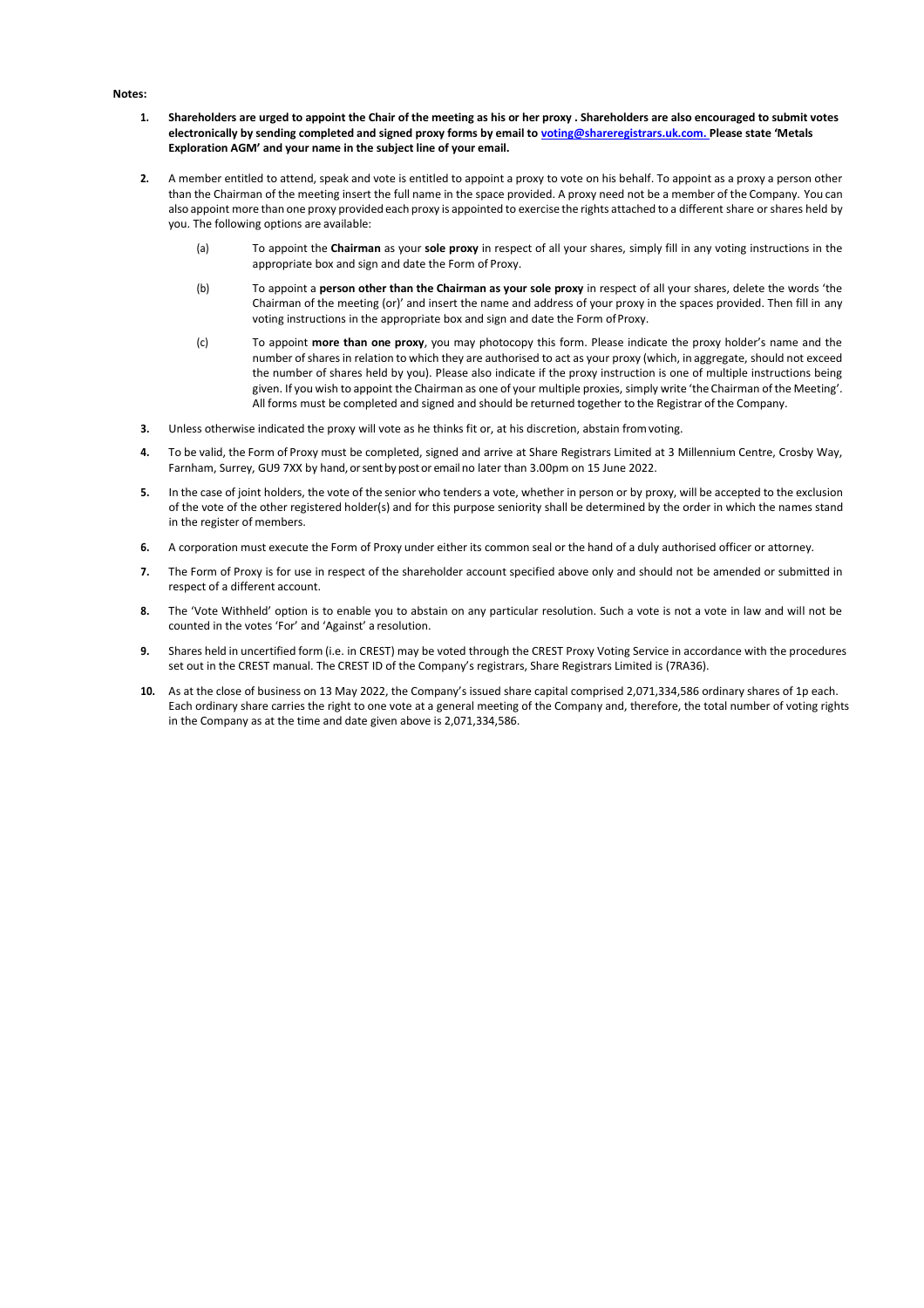**Notes:**

1. **Shareholders are urged to appoint the Chair of the meeting as his or her proxy . Shareholders are also encouraged to submit votes electronically by sending completed and signed proxy forms by email to voting@shareregistrars.uk.com. Please state 'Metals Exploration AGM' and your name in the subject line of your email.**

2. A member entitled to attend, speak and vote is entitled to appoint a proxy to vote on his behalf. To appoint as a proxy a person other than the Chairman of the meeting insert the full name in the space provided. A proxy need not be a member of the Company. You can also appoint more than one proxy provided each proxy is appointed to exercise the rights attached to a different share or shares held by you. The following options are available:

   (a) To appoint the **Chairman** as your **sole proxy** in respect of all your shares, simply fill in any voting instructions in the appropriate box and sign and date the Form of Proxy.

   (b) To appoint a **person other than the Chairman as your sole proxy** in respect of all your shares, delete the words 'the Chairman of the meeting (or)' and insert the name and address of your proxy in the spaces provided. Then fill in any voting instructions in the appropriate box and sign and date the Form of Proxy.

   (c) To appoint **more than one proxy**, you may photocopy this form. Please indicate the proxy holder's name and the number of shares in relation to which they are authorised to act as your proxy (which, in aggregate, should not exceed the number of shares held by you). Please also indicate if the proxy instruction is one of multiple instructions being given. If you wish to appoint the Chairman as one of your multiple proxies, simply write 'the Chairman of the Meeting'. All forms must be completed and signed and should be returned together to the Registrar of the Company.

3. Unless otherwise indicated the proxy will vote as he thinks fit or, at his discretion, abstain from voting.

4. To be valid, the Form of Proxy must be completed, signed and arrive at Share Registrars Limited at 3 Millennium Centre, Crosby Way, Farnham, Surrey, GU9 7XX by hand, or sent by post or email no later than 3.00pm on 15 June 2022.

5. In the case of joint holders, the vote of the senior who tenders a vote, whether in person or by proxy, will be accepted to the exclusion of the vote of the other registered holder(s) and for this purpose seniority shall be determined by the order in which the names stand in the register of members.

6. A corporation must execute the Form of Proxy under either its common seal or the hand of a duly authorised officer or attorney.

7. The Form of Proxy is for use in respect of the shareholder account specified above only and should not be amended or submitted in respect of a different account.

8. The 'Vote Withheld' option is to enable you to abstain on any particular resolution. Such a vote is not a vote in law and will not be counted in the votes 'For' and 'Against' a resolution.

9. Shares held in uncertified form (i.e. in CREST) may be voted through the CREST Proxy Voting Service in accordance with the procedures set out in the CREST manual. The CREST ID of the Company's registrars, Share Registrars Limited is (7RA36).

10. As at the close of business on 13 May 2022, the Company's issued share capital comprised 2,071,334,586 ordinary shares of 1p each. Each ordinary share carries the right to one vote at a general meeting of the Company and, therefore, the total number of voting rights in the Company as at the time and date given above is 2,071,334,586.